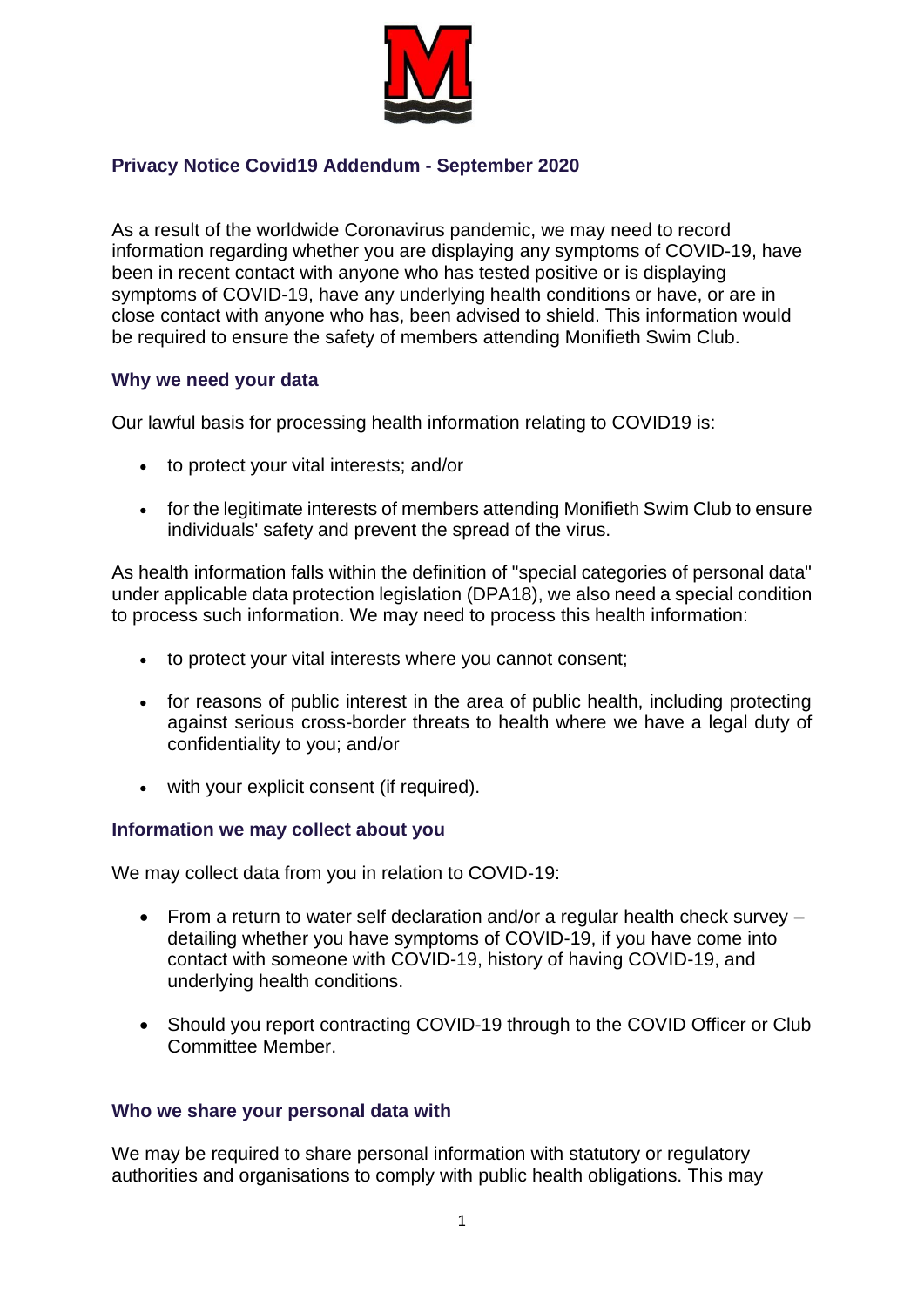## Privacy Notice Covid19 Addendum - September 2020

As a result of the worldwide Coronavirus pandemic, we may need to record information regarding whether you are displaying any symptoms of COVID-19, have been in recent contact with anyone who has tested positive or is displaying symptoms of COVID-19, have any underlying health conditions or have, or are in close contact with anyone who has, been advised to shield. This information would be required to ensure the safety of members attending Monifieth Swim Club.

### Why we need your data

Our lawful basis for processing health information relating to COVID19 is:

- to protect your vital interests; and/or
- for the legitimate interests of members attending Monifieth Swim Club to ensure individuals' safety and prevent the spread of the virus.

As health information falls within the definition of "special categories of personal data" under applicable data protection legislation (DPA18), we also need a special condition to process such information. We may need to process this health information:

- to protect your vital interests where you cannot consent;
- for reasons of public interest in the area of public health, including protecting against serious cross-border threats to health where we have a legal duty of confidentiality to you; and/or
- with your explicit consent (if required).

### Information we may collect about you

We may collect data from you in relation to COVID-19:

- From a return to water self declaration and/or a regular health check survey – detailing whether you have symptoms of COVID-19, if you have come into contact with someone with COVID-19, history of having COVID-19, and underlying health conditions.
- Should you report contracting COVID-19 through to the COVID Officer or Club Committee Member.

### Who we share your personal data with

We may be required to share personal information with statutory or regulatory authorities and organisations to comply with public health obligations. This may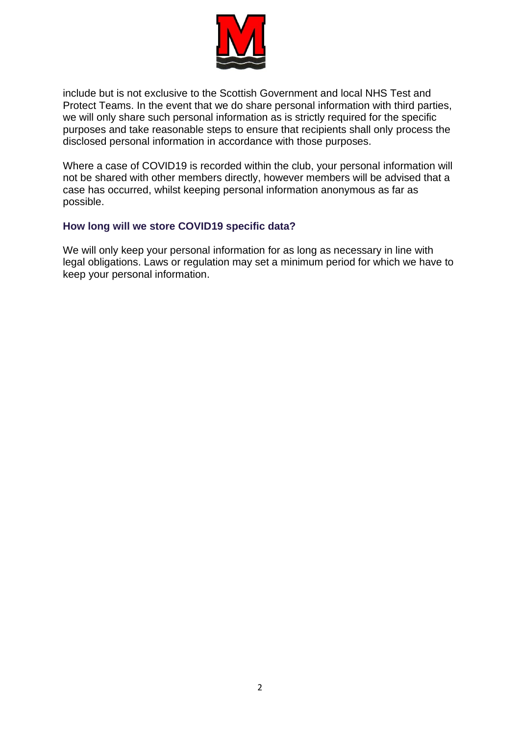include but is not exclusive to the Scottish Government and local NHS Test and Protect Teams. In the event that we do share personal information with third parties, we will only share such personal information as is strictly required for the specific purposes and take reasonable steps to ensure that recipients shall only process the disclosed personal information in accordance with those purposes.

Where a case of COVID19 is recorded within the club, your personal information will not be shared with other members directly, however members will be advised that a case has occurred, whilst keeping personal information anonymous as far as possible.

### How long will we store COVID19 specific data?

We will only keep your personal information for as long as necessary in line with legal obligations. Laws or regulation may set a minimum period for which we have to keep your personal information.